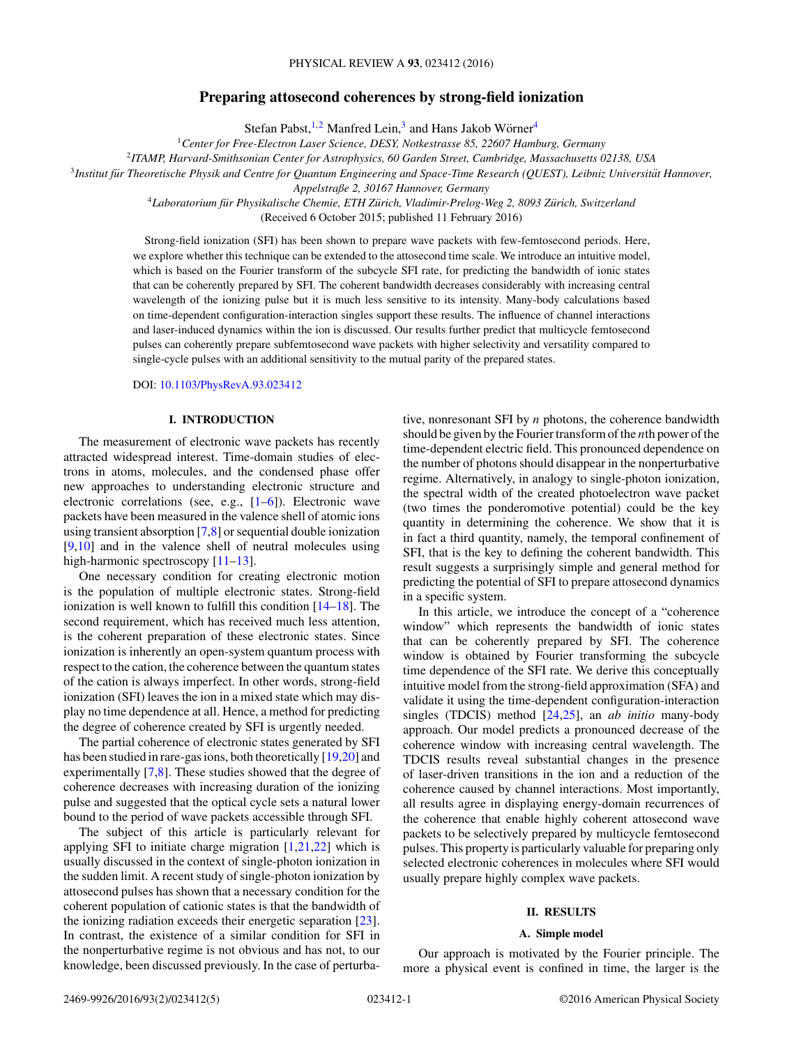# Preparing attosecond coherences by strong-field ionization

Stefan Pabst,[1,2] Manfred Lein,[3] and Hans Jakob Wörner[4]

[1]*Center for Free-Electron Laser Science, DESY, Notkestrasse 85, 22607 Hamburg, Germany*

[2]*ITAMP, Harvard-Smithsonian Center for Astrophysics, 60 Garden Street, Cambridge, Massachusetts 02138, USA*

[3]*Institut für Theoretische Physik and Centre for Quantum Engineering and Space-Time Research (QUEST), Leibniz Universität Hannover, Appelstraße 2, 30167 Hannover, Germany*

[4]*Laboratorium für Physikalische Chemie, ETH Zürich, Vladimir-Prelog-Weg 2, 8093 Zürich, Switzerland*

(Received 6 October 2015; published 11 February 2016)

Strong-field ionization (SFI) has been shown to prepare wave packets with few-femtosecond periods. Here, we explore whether this technique can be extended to the attosecond time scale. We introduce an intuitive model, which is based on the Fourier transform of the subcycle SFI rate, for predicting the bandwidth of ionic states that can be coherently prepared by SFI. The coherent bandwidth decreases considerably with increasing central wavelength of the ionizing pulse but it is much less sensitive to its intensity. Many-body calculations based on time-dependent configuration-interaction singles support these results. The influence of channel interactions and laser-induced dynamics within the ion is discussed. Our results further predict that multicycle femtosecond pulses can coherently prepare subfemtosecond wave packets with higher selectivity and versatility compared to single-cycle pulses with an additional sensitivity to the mutual parity of the prepared states.

DOI: 10.1103/PhysRevA.93.023412

## I. INTRODUCTION

The measurement of electronic wave packets has recently attracted widespread interest. Time-domain studies of electrons in atoms, molecules, and the condensed phase offer new approaches to understanding electronic structure and electronic correlations (see, e.g., [1–6]). Electronic wave packets have been measured in the valence shell of atomic ions using transient absorption [7,8] or sequential double ionization [9,10] and in the valence shell of neutral molecules using high-harmonic spectroscopy [11–13].

One necessary condition for creating electronic motion is the population of multiple electronic states. Strong-field ionization is well known to fulfill this condition [14–18]. The second requirement, which has received much less attention, is the coherent preparation of these electronic states. Since ionization is inherently an open-system quantum process with respect to the cation, the coherence between the quantum states of the cation is always imperfect. In other words, strong-field ionization (SFI) leaves the ion in a mixed state which may display no time dependence at all. Hence, a method for predicting the degree of coherence created by SFI is urgently needed.

The partial coherence of electronic states generated by SFI has been studied in rare-gas ions, both theoretically [19,20] and experimentally [7,8]. These studies showed that the degree of coherence decreases with increasing duration of the ionizing pulse and suggested that the optical cycle sets a natural lower bound to the period of wave packets accessible through SFI.

The subject of this article is particularly relevant for applying SFI to initiate charge migration [1,21,22] which is usually discussed in the context of single-photon ionization in the sudden limit. A recent study of single-photon ionization by attosecond pulses has shown that a necessary condition for the coherent population of cationic states is that the bandwidth of the ionizing radiation exceeds their energetic separation [23]. In contrast, the existence of a similar condition for SFI in the nonperturbative regime is not obvious and has not, to our knowledge, been discussed previously. In the case of perturbative, nonresonant SFI by $n$ photons, the coherence bandwidth should be given by the Fourier transform of the $n$th power of the time-dependent electric field. This pronounced dependence on the number of photons should disappear in the nonperturbative regime. Alternatively, in analogy to single-photon ionization, the spectral width of the created photoelectron wave packet (two times the ponderomotive potential) could be the key quantity in determining the coherence. We show that it is in fact a third quantity, namely, the temporal confinement of SFI, that is the key to defining the coherent bandwidth. This result suggests a surprisingly simple and general method for predicting the potential of SFI to prepare attosecond dynamics in a specific system.

In this article, we introduce the concept of a "coherence window" which represents the bandwidth of ionic states that can be coherently prepared by SFI. The coherence window is obtained by Fourier transforming the subcycle time dependence of the SFI rate. We derive this conceptually intuitive model from the strong-field approximation (SFA) and validate it using the time-dependent configuration-interaction singles (TDCIS) method [24,25], an *ab initio* many-body approach. Our model predicts a pronounced decrease of the coherence window with increasing central wavelength. The TDCIS results reveal substantial changes in the presence of laser-driven transitions in the ion and a reduction of the coherence caused by channel interactions. Most importantly, all results agree in displaying energy-domain recurrences of the coherence that enable highly coherent attosecond wave packets to be selectively prepared by multicycle femtosecond pulses. This property is particularly valuable for preparing only selected electronic coherences in molecules where SFI would usually prepare highly complex wave packets.

## II. RESULTS

### A. Simple model

Our approach is motivated by the Fourier principle. The more a physical event is confined in time, the larger is the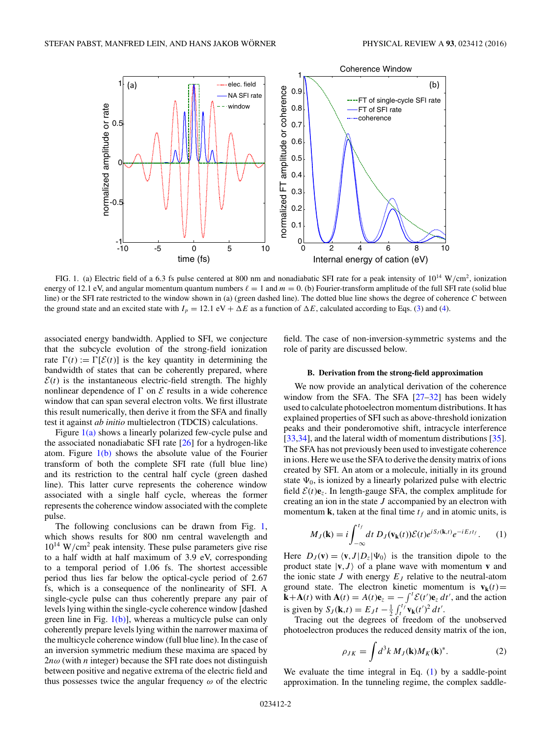FIG. 1. (a) Electric field of a 6.3 fs pulse centered at 800 nm and nonadiabatic SFI rate for a peak intensity of $10^{14}$ W/cm$^2$, ionization energy of 12.1 eV, and angular momentum quantum numbers $\ell = 1$ and $m = 0$. (b) Fourier-transform amplitude of the full SFI rate (solid blue line) or the SFI rate restricted to the window shown in (a) (green dashed line). The dotted blue line shows the degree of coherence $C$ between the ground state and an excited state with $I_p = 12.1$ eV $+ \Delta E$ as a function of $\Delta E$, calculated according to Eqs. (3) and (4).

associated energy bandwidth. Applied to SFI, we conjecture that the subcycle evolution of the strong-field ionization rate $\Gamma(t) := \Gamma[\mathcal{E}(t)]$ is the key quantity in determining the bandwidth of states that can be coherently prepared, where $\mathcal{E}(t)$ is the instantaneous electric-field strength. The highly nonlinear dependence of $\Gamma$ on $\mathcal{E}$ results in a wide coherence window that can span several electron volts. We first illustrate this result numerically, then derive it from the SFA and finally test it against *ab initio* multielectron (TDCIS) calculations.

Figure 1(a) shows a linearly polarized few-cycle pulse and the associated nonadiabatic SFI rate [26] for a hydrogen-like atom. Figure 1(b) shows the absolute value of the Fourier transform of both the complete SFI rate (full blue line) and its restriction to the central half cycle (green dashed line). This latter curve represents the coherence window associated with a single half cycle, whereas the former represents the coherence window associated with the complete pulse.

The following conclusions can be drawn from Fig. 1, which shows results for 800 nm central wavelength and $10^{14}$ W/cm$^2$ peak intensity. These pulse parameters give rise to a half width at half maximum of 3.9 eV, corresponding to a temporal period of 1.06 fs. The shortest accessible period thus lies far below the optical-cycle period of 2.67 fs, which is a consequence of the nonlinearity of SFI. A single-cycle pulse can thus coherently prepare any pair of levels lying within the single-cycle coherence window [dashed green line in Fig. 1(b)], whereas a multicycle pulse can only coherently prepare levels lying within the narrower maxima of the multicycle coherence window (full blue line). In the case of an inversion symmetric medium these maxima are spaced by $2n\omega$ (with $n$ integer) because the SFI rate does not distinguish between positive and negative extrema of the electric field and thus possesses twice the angular frequency $\omega$ of the electric field. The case of non-inversion-symmetric systems and the role of parity are discussed below.

### B. Derivation from the strong-field approximation

We now provide an analytical derivation of the coherence window from the SFA. The SFA [27–32] has been widely used to calculate photoelectron momentum distributions. It has explained properties of SFI such as above-threshold ionization peaks and their ponderomotive shift, intracycle interference [33,34], and the lateral width of momentum distributions [35]. The SFA has not previously been used to investigate coherence in ions. Here we use the SFA to derive the density matrix of ions created by SFI. An atom or a molecule, initially in its ground state $\Psi_0$, is ionized by a linearly polarized pulse with electric field $\mathcal{E}(t)\mathbf{e}_z$. In length-gauge SFA, the complex amplitude for creating an ion in the state $J$ accompanied by an electron with momentum $\mathbf{k}$, taken at the final time $t_f$ and in atomic units, is

$$M_J(\mathbf{k}) = i\int_{-\infty}^{t_f} dt\, D_J(\mathbf{v}_{\mathbf{k}}(t))\mathcal{E}(t)e^{iS_J(\mathbf{k},t)}e^{-iE_J t_f}. \quad (1)$$

Here $D_J(\mathbf{v}) = \langle \mathbf{v}, J|D_z|\Psi_0\rangle$ is the transition dipole to the product state $|\mathbf{v}, J\rangle$ of a plane wave with momentum $\mathbf{v}$ and the ionic state $J$ with energy $E_J$ relative to the neutral-atom ground state. The electron kinetic momentum is $\mathbf{v}_{\mathbf{k}}(t) = \mathbf{k} + \mathbf{A}(t)$ with $\mathbf{A}(t) = A(t)\mathbf{e}_z = -\int^t \mathcal{E}(t')\mathbf{e}_z\, dt'$, and the action is given by $S_J(\mathbf{k},t) = E_J t - \frac{1}{2}\int_t^{t_f} \mathbf{v}_{\mathbf{k}}(t')^2\, dt'$.

Tracing out the degrees of freedom of the unobserved photoelectron produces the reduced density matrix of the ion,

$$\rho_{JK} = \int d^3k\, M_J(\mathbf{k})M_K(\mathbf{k})^*. \quad (2)$$

We evaluate the time integral in Eq. (1) by a saddle-point approximation. In the tunneling regime, the complex saddle-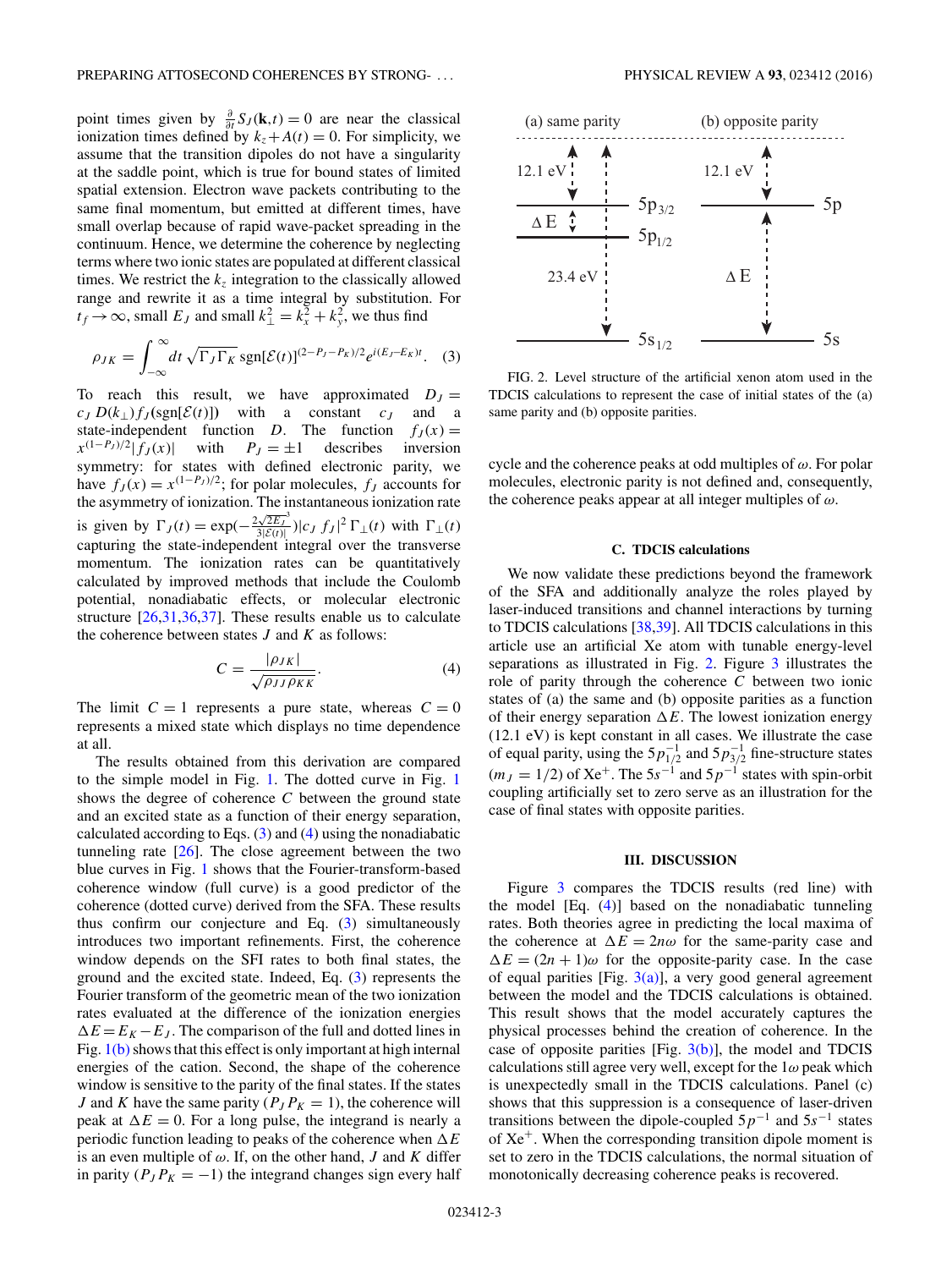point times given by $\frac{\partial}{\partial t} S_J(\mathbf{k},t) = 0$ are near the classical ionization times defined by $k_z + A(t) = 0$. For simplicity, we assume that the transition dipoles do not have a singularity at the saddle point, which is true for bound states of limited spatial extension. Electron wave packets contributing to the same final momentum, but emitted at different times, have small overlap because of rapid wave-packet spreading in the continuum. Hence, we determine the coherence by neglecting terms where two ionic states are populated at different classical times. We restrict the $k_z$ integration to the classically allowed range and rewrite it as a time integral by substitution. For $t_f \to \infty$, small $E_J$ and small $k_\perp^2 = k_x^2 + k_y^2$, we thus find

$$\rho_{JK} = \int_{-\infty}^{\infty} dt \sqrt{\Gamma_J \Gamma_K}\, \mathrm{sgn}[\mathcal{E}(t)]^{(2-P_J-P_K)/2} e^{i(E_J - E_K)t}. \quad (3)$$

To reach this result, we have approximated $D_J = c_J\, D(k_\perp) f_J(\mathrm{sgn}[\mathcal{E}(t)])$ with a constant $c_J$ and a state-independent function $D$. The function $f_J(x) = x^{(1-P_J)/2}|f_J(x)|$ with $P_J = \pm 1$ describes inversion symmetry: for states with defined electronic parity, we have $f_J(x) = x^{(1-P_J)/2}$; for polar molecules, $f_J$ accounts for the asymmetry of ionization. The instantaneous ionization rate is given by $\Gamma_J(t) = \exp(-\frac{2\sqrt{2E_J}^3}{3|\mathcal{E}(t)|})|c_J\, f_J|^2\, \Gamma_\perp(t)$ with $\Gamma_\perp(t)$ capturing the state-independent integral over the transverse momentum. The ionization rates can be quantitatively calculated by improved methods that include the Coulomb potential, nonadiabatic effects, or molecular electronic structure [26,31,36,37]. These results enable us to calculate the coherence between states $J$ and $K$ as follows:

$$C = \frac{|\rho_{JK}|}{\sqrt{\rho_{JJ}\rho_{KK}}}. \quad (4)$$

The limit $C = 1$ represents a pure state, whereas $C = 0$ represents a mixed state which displays no time dependence at all.

The results obtained from this derivation are compared to the simple model in Fig. 1. The dotted curve in Fig. 1 shows the degree of coherence $C$ between the ground state and an excited state as a function of their energy separation, calculated according to Eqs. (3) and (4) using the nonadiabatic tunneling rate [26]. The close agreement between the two blue curves in Fig. 1 shows that the Fourier-transform-based coherence window (full curve) is a good predictor of the coherence (dotted curve) derived from the SFA. These results thus confirm our conjecture and Eq. (3) simultaneously introduces two important refinements. First, the coherence window depends on the SFI rates to both final states, the ground and the excited state. Indeed, Eq. (3) represents the Fourier transform of the geometric mean of the two ionization rates evaluated at the difference of the ionization energies $\Delta E = E_K - E_J$. The comparison of the full and dotted lines in Fig. 1(b) shows that this effect is only important at high internal energies of the cation. Second, the shape of the coherence window is sensitive to the parity of the final states. If the states $J$ and $K$ have the same parity ($P_J P_K = 1$), the coherence will peak at $\Delta E = 0$. For a long pulse, the integrand is nearly a periodic function leading to peaks of the coherence when $\Delta E$ is an even multiple of $\omega$. If, on the other hand, $J$ and $K$ differ in parity ($P_J P_K = -1$) the integrand changes sign every half cycle and the coherence peaks at odd multiples of $\omega$. For polar molecules, electronic parity is not defined and, consequently, the coherence peaks appear at all integer multiples of $\omega$.

FIG. 2. Level structure of the artificial xenon atom used in the TDCIS calculations to represent the case of initial states of the (a) same parity and (b) opposite parities.

### C. TDCIS calculations

We now validate these predictions beyond the framework of the SFA and additionally analyze the roles played by laser-induced transitions and channel interactions by turning to TDCIS calculations [38,39]. All TDCIS calculations in this article use an artificial Xe atom with tunable energy-level separations as illustrated in Fig. 2. Figure 3 illustrates the role of parity through the coherence $C$ between two ionic states of (a) the same and (b) opposite parities as a function of their energy separation $\Delta E$. The lowest ionization energy (12.1 eV) is kept constant in all cases. We illustrate the case of equal parity, using the $5p_{1/2}^{-1}$ and $5p_{3/2}^{-1}$ fine-structure states ($m_J = 1/2$) of $Xe^+$. The $5s^{-1}$ and $5p^{-1}$ states with spin-orbit coupling artificially set to zero serve as an illustration for the case of final states with opposite parities.

## III. DISCUSSION

Figure 3 compares the TDCIS results (red line) with the model [Eq. (4)] based on the nonadiabatic tunneling rates. Both theories agree in predicting the local maxima of the coherence at $\Delta E = 2n\omega$ for the same-parity case and $\Delta E = (2n+1)\omega$ for the opposite-parity case. In the case of equal parities [Fig. 3(a)], a very good general agreement between the model and the TDCIS calculations is obtained. This result shows that the model accurately captures the physical processes behind the creation of coherence. In the case of opposite parities [Fig. 3(b)], the model and TDCIS calculations still agree very well, except for the $1\omega$ peak which is unexpectedly small in the TDCIS calculations. Panel (c) shows that this suppression is a consequence of laser-driven transitions between the dipole-coupled $5p^{-1}$ and $5s^{-1}$ states of $Xe^+$. When the corresponding transition dipole moment is set to zero in the TDCIS calculations, the normal situation of monotonically decreasing coherence peaks is recovered.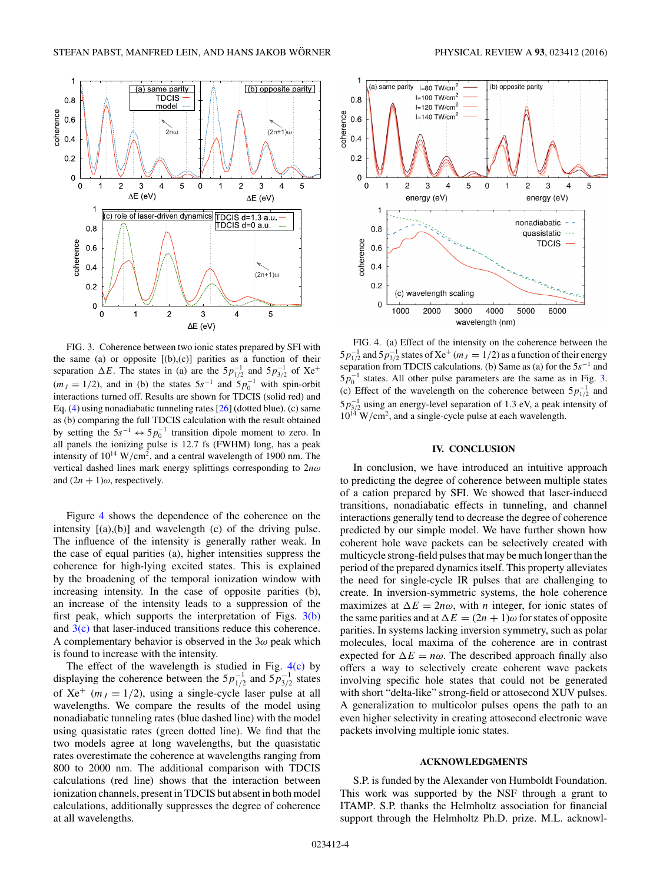FIG. 3. Coherence between two ionic states prepared by SFI with the same (a) or opposite [(b),(c)] parities as a function of their separation $\Delta E$. The states in (a) are the $5p_{1/2}^{-1}$ and $5p_{3/2}^{-1}$ of $\mathrm{Xe}^+$ ($m_J = 1/2$), and in (b) the states $5s^{-1}$ and $5p_0^{-1}$ with spin-orbit interactions turned off. Results are shown for TDCIS (solid red) and Eq. (4) using nonadiabatic tunneling rates [26] (dotted blue). (c) same as (b) comparing the full TDCIS calculation with the result obtained by setting the $5s^{-1} \leftrightarrow 5p_0^{-1}$ transition dipole moment to zero. In all panels the ionizing pulse is 12.7 fs (FWHM) long, has a peak intensity of $10^{14}$ W/cm$^2$, and a central wavelength of 1900 nm. The vertical dashed lines mark energy splittings corresponding to $2n\omega$ and $(2n+1)\omega$, respectively.

Figure 4 shows the dependence of the coherence on the intensity [(a),(b)] and wavelength (c) of the driving pulse. The influence of the intensity is generally rather weak. In the case of equal parities (a), higher intensities suppress the coherence for high-lying excited states. This is explained by the broadening of the temporal ionization window with increasing intensity. In the case of opposite parities (b), an increase of the intensity leads to a suppression of the first peak, which supports the interpretation of Figs. 3(b) and 3(c) that laser-induced transitions reduce this coherence. A complementary behavior is observed in the $3\omega$ peak which is found to increase with the intensity.

The effect of the wavelength is studied in Fig. 4(c) by displaying the coherence between the $5p_{1/2}^{-1}$ and $5p_{3/2}^{-1}$ states of $\mathrm{Xe}^+$ ($m_J = 1/2$), using a single-cycle laser pulse at all wavelengths. We compare the results of the model using nonadiabatic tunneling rates (blue dashed line) with the model using quasistatic rates (green dotted line). We find that the two models agree at long wavelengths, but the quasistatic rates overestimate the coherence at wavelengths ranging from 800 to 2000 nm. The additional comparison with TDCIS calculations (red line) shows that the interaction between ionization channels, present in TDCIS but absent in both model calculations, additionally suppresses the degree of coherence at all wavelengths.

FIG. 4. (a) Effect of the intensity on the coherence between the $5p_{1/2}^{-1}$ and $5p_{3/2}^{-1}$ states of $\mathrm{Xe}^+$ ($m_J = 1/2$) as a function of their energy separation from TDCIS calculations. (b) Same as (a) for the $5s^{-1}$ and $5p_0^{-1}$ states. All other pulse parameters are the same as in Fig. 3. (c) Effect of the wavelength on the coherence between $5p_{1/2}^{-1}$ and $5p_{3/2}^{-1}$ using an energy-level separation of 1.3 eV, a peak intensity of $10^{14}$ W/cm$^2$, and a single-cycle pulse at each wavelength.

## IV. CONCLUSION

In conclusion, we have introduced an intuitive approach to predicting the degree of coherence between multiple states of a cation prepared by SFI. We showed that laser-induced transitions, nonadiabatic effects in tunneling, and channel interactions generally tend to decrease the degree of coherence predicted by our simple model. We have further shown how coherent hole wave packets can be selectively created with multicycle strong-field pulses that may be much longer than the period of the prepared dynamics itself. This property alleviates the need for single-cycle IR pulses that are challenging to create. In inversion-symmetric systems, the hole coherence maximizes at $\Delta E = 2n\omega$, with $n$ integer, for ionic states of the same parities and at $\Delta E = (2n+1)\omega$ for states of opposite parities. In systems lacking inversion symmetry, such as polar molecules, local maxima of the coherence are in contrast expected for $\Delta E = n\omega$. The described approach finally also offers a way to selectively create coherent wave packets involving specific hole states that could not be generated with short "delta-like" strong-field or attosecond XUV pulses. A generalization to multicolor pulses opens the path to an even higher selectivity in creating attosecond electronic wave packets involving multiple ionic states.

## ACKNOWLEDGMENTS

S.P. is funded by the Alexander von Humboldt Foundation. This work was supported by the NSF through a grant to ITAMP. S.P. thanks the Helmholtz association for financial support through the Helmholtz Ph.D. prize. M.L. acknowl-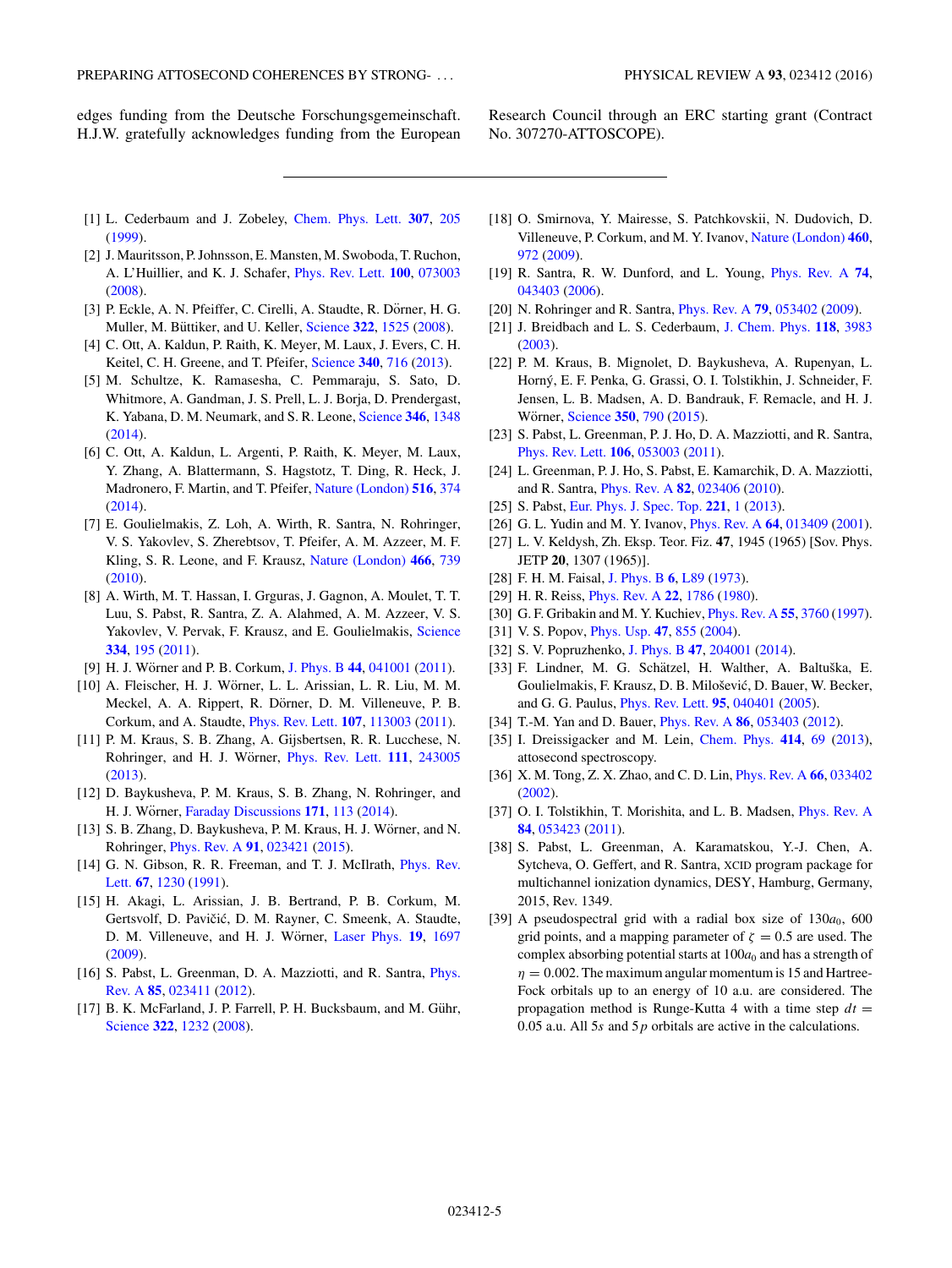edges funding from the Deutsche Forschungsgemeinschaft. H.J.W. gratefully acknowledges funding from the European Research Council through an ERC starting grant (Contract No. 307270-ATTOSCOPE).

---

[1] L. Cederbaum and J. Zobeley, Chem. Phys. Lett. **307**, 205 (1999).

[2] J. Mauritsson, P. Johnsson, E. Mansten, M. Swoboda, T. Ruchon, A. L'Huillier, and K. J. Schafer, Phys. Rev. Lett. **100**, 073003 (2008).

[3] P. Eckle, A. N. Pfeiffer, C. Cirelli, A. Staudte, R. Dörner, H. G. Muller, M. Büttiker, and U. Keller, Science **322**, 1525 (2008).

[4] C. Ott, A. Kaldun, P. Raith, K. Meyer, M. Laux, J. Evers, C. H. Keitel, C. H. Greene, and T. Pfeifer, Science **340**, 716 (2013).

[5] M. Schultze, K. Ramasesha, C. Pemmaraju, S. Sato, D. Whitmore, A. Gandman, J. S. Prell, L. J. Borja, D. Prendergast, K. Yabana, D. M. Neumark, and S. R. Leone, Science **346**, 1348 (2014).

[6] C. Ott, A. Kaldun, L. Argenti, P. Raith, K. Meyer, M. Laux, Y. Zhang, A. Blattermann, S. Hagstotz, T. Ding, R. Heck, J. Madronero, F. Martin, and T. Pfeifer, Nature (London) **516**, 374 (2014).

[7] E. Goulielmakis, Z. Loh, A. Wirth, R. Santra, N. Rohringer, V. S. Yakovlev, S. Zherebtsov, T. Pfeifer, A. M. Azzeer, M. F. Kling, S. R. Leone, and F. Krausz, Nature (London) **466**, 739 (2010).

[8] A. Wirth, M. T. Hassan, I. Grguras, J. Gagnon, A. Moulet, T. T. Luu, S. Pabst, R. Santra, Z. A. Alahmed, A. M. Azzeer, V. S. Yakovlev, V. Pervak, F. Krausz, and E. Goulielmakis, Science **334**, 195 (2011).

[9] H. J. Wörner and P. B. Corkum, J. Phys. B **44**, 041001 (2011).

[10] A. Fleischer, H. J. Wörner, L. L. Arissian, L. R. Liu, M. M. Meckel, A. A. Rippert, R. Dörner, D. M. Villeneuve, P. B. Corkum, and A. Staudte, Phys. Rev. Lett. **107**, 113003 (2011).

[11] P. M. Kraus, S. B. Zhang, A. Gijsbertsen, R. R. Lucchese, N. Rohringer, and H. J. Wörner, Phys. Rev. Lett. **111**, 243005 (2013).

[12] D. Baykusheva, P. M. Kraus, S. B. Zhang, N. Rohringer, and H. J. Wörner, Faraday Discussions **171**, 113 (2014).

[13] S. B. Zhang, D. Baykusheva, P. M. Kraus, H. J. Wörner, and N. Rohringer, Phys. Rev. A **91**, 023421 (2015).

[14] G. N. Gibson, R. R. Freeman, and T. J. McIlrath, Phys. Rev. Lett. **67**, 1230 (1991).

[15] H. Akagi, L. Arissian, J. B. Bertrand, P. B. Corkum, M. Gertsvolf, D. Pavičić, D. M. Rayner, C. Smeenk, A. Staudte, D. M. Villeneuve, and H. J. Wörner, Laser Phys. **19**, 1697 (2009).

[16] S. Pabst, L. Greenman, D. A. Mazziotti, and R. Santra, Phys. Rev. A **85**, 023411 (2012).

[17] B. K. McFarland, J. P. Farrell, P. H. Bucksbaum, and M. Gühr, Science **322**, 1232 (2008).

[18] O. Smirnova, Y. Mairesse, S. Patchkovskii, N. Dudovich, D. Villeneuve, P. Corkum, and M. Y. Ivanov, Nature (London) **460**, 972 (2009).

[19] R. Santra, R. W. Dunford, and L. Young, Phys. Rev. A **74**, 043403 (2006).

[20] N. Rohringer and R. Santra, Phys. Rev. A **79**, 053402 (2009).

[21] J. Breidbach and L. S. Cederbaum, J. Chem. Phys. **118**, 3983 (2003).

[22] P. M. Kraus, B. Mignolet, D. Baykusheva, A. Rupenyan, L. Horný, E. F. Penka, G. Grassi, O. I. Tolstikhin, J. Schneider, F. Jensen, L. B. Madsen, A. D. Bandrauk, F. Remacle, and H. J. Wörner, Science **350**, 790 (2015).

[23] S. Pabst, L. Greenman, P. J. Ho, D. A. Mazziotti, and R. Santra, Phys. Rev. Lett. **106**, 053003 (2011).

[24] L. Greenman, P. J. Ho, S. Pabst, E. Kamarchik, D. A. Mazziotti, and R. Santra, Phys. Rev. A **82**, 023406 (2010).

[25] S. Pabst, Eur. Phys. J. Spec. Top. **221**, 1 (2013).

[26] G. L. Yudin and M. Y. Ivanov, Phys. Rev. A **64**, 013409 (2001).

[27] L. V. Keldysh, Zh. Eksp. Teor. Fiz. **47**, 1945 (1965) [Sov. Phys. JETP **20**, 1307 (1965)].

[28] F. H. M. Faisal, J. Phys. B **6**, L89 (1973).

[29] H. R. Reiss, Phys. Rev. A **22**, 1786 (1980).

[30] G. F. Gribakin and M. Y. Kuchiev, Phys. Rev. A **55**, 3760 (1997).

[31] V. S. Popov, Phys. Usp. **47**, 855 (2004).

[32] S. V. Popruzhenko, J. Phys. B **47**, 204001 (2014).

[33] F. Lindner, M. G. Schätzel, H. Walther, A. Baltuška, E. Goulielmakis, F. Krausz, D. B. Milošević, D. Bauer, W. Becker, and G. G. Paulus, Phys. Rev. Lett. **95**, 040401 (2005).

[34] T.-M. Yan and D. Bauer, Phys. Rev. A **86**, 053403 (2012).

[35] I. Dreissigacker and M. Lein, Chem. Phys. **414**, 69 (2013), attosecond spectroscopy.

[36] X. M. Tong, Z. X. Zhao, and C. D. Lin, Phys. Rev. A **66**, 033402 (2002).

[37] O. I. Tolstikhin, T. Morishita, and L. B. Madsen, Phys. Rev. A **84**, 053423 (2011).

[38] S. Pabst, L. Greenman, A. Karamatskou, Y.-J. Chen, A. Sytcheva, O. Geffert, and R. Santra, XCID program package for multichannel ionization dynamics, DESY, Hamburg, Germany, 2015, Rev. 1349.

[39] A pseudospectral grid with a radial box size of $130a_0$, 600 grid points, and a mapping parameter of $\zeta = 0.5$ are used. The complex absorbing potential starts at $100a_0$ and has a strength of $\eta = 0.002$. The maximum angular momentum is 15 and Hartree-Fock orbitals up to an energy of 10 a.u. are considered. The propagation method is Runge-Kutta 4 with a time step $dt = 0.05$ a.u. All $5s$ and $5p$ orbitals are active in the calculations.